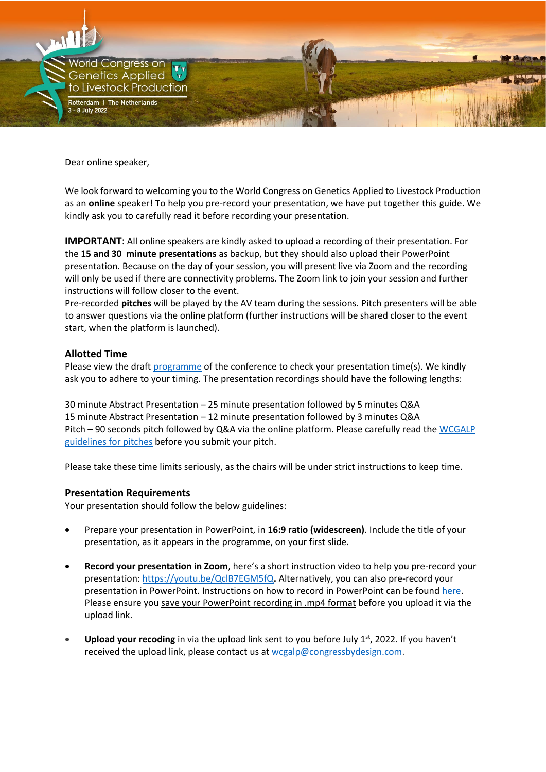Dear online speaker,

We look forward to welcoming you to the World Congress on Genetics Applied to Livestock Production as an **online** speaker! To help you pre-record your presentation, we have put together this guide. We kindly ask you to carefully read it before recording your presentation.

**IMPORTANT**: All online speakers are kindly asked to upload a recording of their presentation. For the **15 and 30 minute presentations** as backup, but they should also upload their PowerPoint presentation. Because on the day of your session, you will present live via Zoom and the recording will only be used if there are connectivity problems. The Zoom link to join your session and further instructions will follow closer to the event.

Pre-recorded **pitches** will be played by the AV team during the sessions. Pitch presenters will be able to answer questions via the online platform (further instructions will be shared closer to the event start, when the platform is launched).

### Allotted Time

Please view the draft programme of the conference to check your presentation time(s). We kindly ask you to adhere to your timing. The presentation recordings should have the following lengths:

30 minute Abstract Presentation – 25 minute presentation followed by 5 minutes Q&A
15 minute Abstract Presentation – 12 minute presentation followed by 3 minutes Q&A
Pitch – 90 seconds pitch followed by Q&A via the online platform. Please carefully read the WCGALP guidelines for pitches before you submit your pitch.

Please take these time limits seriously, as the chairs will be under strict instructions to keep time.

### Presentation Requirements

Your presentation should follow the below guidelines:

- Prepare your presentation in PowerPoint, in **16:9 ratio (widescreen)**. Include the title of your presentation, as it appears in the programme, on your first slide.
- **Record your presentation in Zoom**, here's a short instruction video to help you pre-record your presentation: https://youtu.be/QclB7EGM5fQ**.** Alternatively, you can also pre-record your presentation in PowerPoint. Instructions on how to record in PowerPoint can be found here. Please ensure you save your PowerPoint recording in .mp4 format before you upload it via the upload link.
- **Upload your recoding** in via the upload link sent to you before July 1st, 2022. If you haven't received the upload link, please contact us at wcgalp@congressbydesign.com.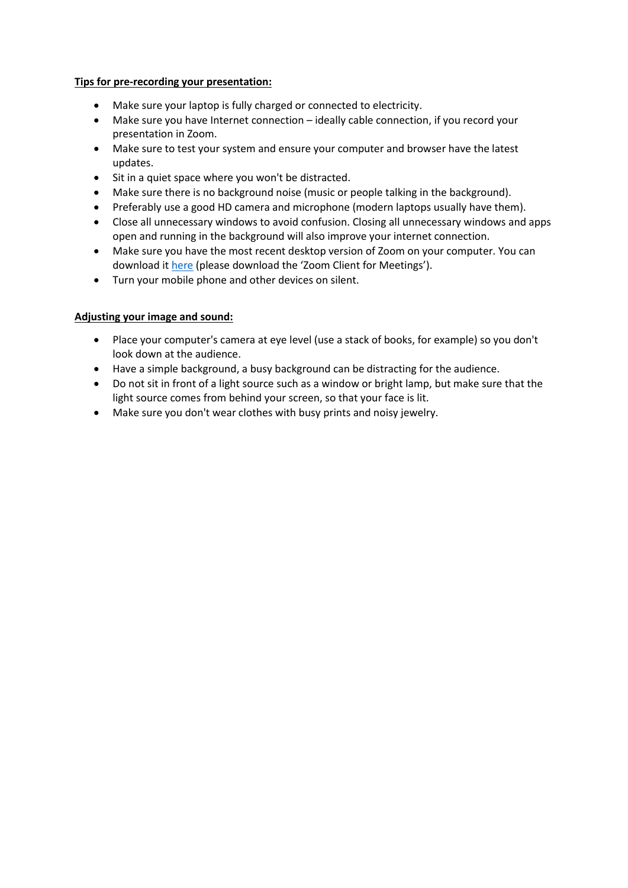**Tips for pre-recording your presentation:**

- Make sure your laptop is fully charged or connected to electricity.
- Make sure you have Internet connection – ideally cable connection, if you record your presentation in Zoom.
- Make sure to test your system and ensure your computer and browser have the latest updates.
- Sit in a quiet space where you won't be distracted.
- Make sure there is no background noise (music or people talking in the background).
- Preferably use a good HD camera and microphone (modern laptops usually have them).
- Close all unnecessary windows to avoid confusion. Closing all unnecessary windows and apps open and running in the background will also improve your internet connection.
- Make sure you have the most recent desktop version of Zoom on your computer. You can download it here (please download the 'Zoom Client for Meetings').
- Turn your mobile phone and other devices on silent.

**Adjusting your image and sound:**

- Place your computer's camera at eye level (use a stack of books, for example) so you don't look down at the audience.
- Have a simple background, a busy background can be distracting for the audience.
- Do not sit in front of a light source such as a window or bright lamp, but make sure that the light source comes from behind your screen, so that your face is lit.
- Make sure you don't wear clothes with busy prints and noisy jewelry.